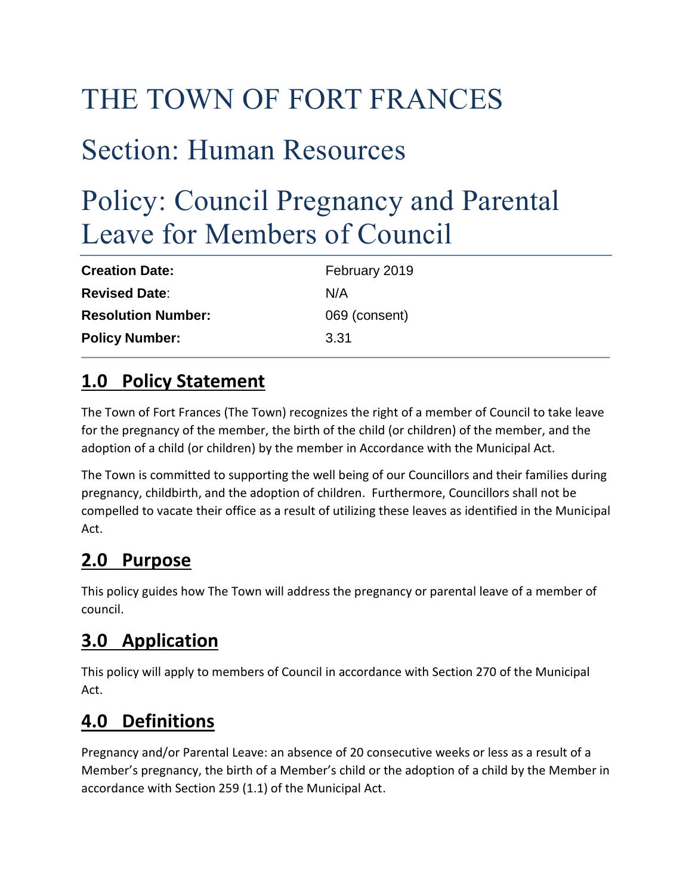# THE TOWN OF FORT FRANCES

# Section: Human Resources

# Policy: Council Pregnancy and Parental Leave for Members of Council

| | |
|---|---|
| **Creation Date:** | February 2019 |
| **Revised Date**: | N/A |
| **Resolution Number:** | 069 (consent) |
| **Policy Number:** | 3.31 |

## 1.0 Policy Statement

The Town of Fort Frances (The Town) recognizes the right of a member of Council to take leave for the pregnancy of the member, the birth of the child (or children) of the member, and the adoption of a child (or children) by the member in Accordance with the Municipal Act.

The Town is committed to supporting the well being of our Councillors and their families during pregnancy, childbirth, and the adoption of children. Furthermore, Councillors shall not be compelled to vacate their office as a result of utilizing these leaves as identified in the Municipal Act.

## 2.0 Purpose

This policy guides how The Town will address the pregnancy or parental leave of a member of council.

## 3.0 Application

This policy will apply to members of Council in accordance with Section 270 of the Municipal Act.

## 4.0 Definitions

Pregnancy and/or Parental Leave: an absence of 20 consecutive weeks or less as a result of a Member's pregnancy, the birth of a Member's child or the adoption of a child by the Member in accordance with Section 259 (1.1) of the Municipal Act.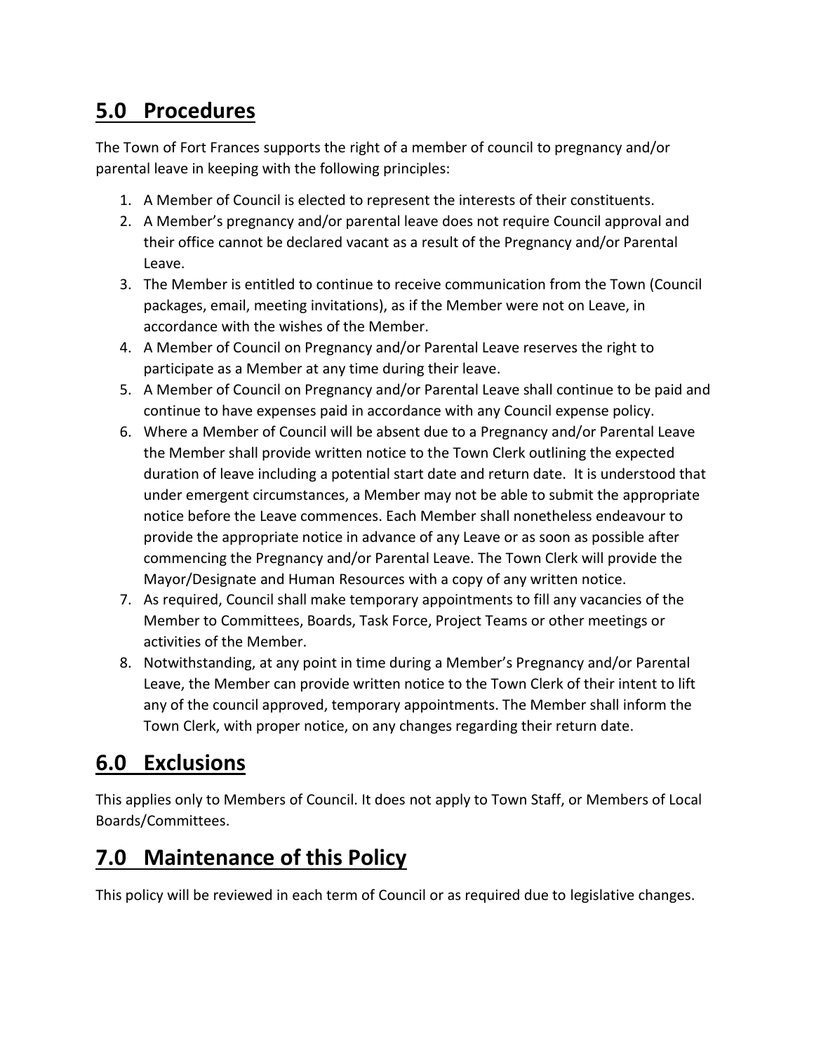## 5.0 Procedures

The Town of Fort Frances supports the right of a member of council to pregnancy and/or parental leave in keeping with the following principles:

1. A Member of Council is elected to represent the interests of their constituents.
2. A Member's pregnancy and/or parental leave does not require Council approval and their office cannot be declared vacant as a result of the Pregnancy and/or Parental Leave.
3. The Member is entitled to continue to receive communication from the Town (Council packages, email, meeting invitations), as if the Member were not on Leave, in accordance with the wishes of the Member.
4. A Member of Council on Pregnancy and/or Parental Leave reserves the right to participate as a Member at any time during their leave.
5. A Member of Council on Pregnancy and/or Parental Leave shall continue to be paid and continue to have expenses paid in accordance with any Council expense policy.
6. Where a Member of Council will be absent due to a Pregnancy and/or Parental Leave the Member shall provide written notice to the Town Clerk outlining the expected duration of leave including a potential start date and return date. It is understood that under emergent circumstances, a Member may not be able to submit the appropriate notice before the Leave commences. Each Member shall nonetheless endeavour to provide the appropriate notice in advance of any Leave or as soon as possible after commencing the Pregnancy and/or Parental Leave. The Town Clerk will provide the Mayor/Designate and Human Resources with a copy of any written notice.
7. As required, Council shall make temporary appointments to fill any vacancies of the Member to Committees, Boards, Task Force, Project Teams or other meetings or activities of the Member.
8. Notwithstanding, at any point in time during a Member's Pregnancy and/or Parental Leave, the Member can provide written notice to the Town Clerk of their intent to lift any of the council approved, temporary appointments. The Member shall inform the Town Clerk, with proper notice, on any changes regarding their return date.

## 6.0 Exclusions

This applies only to Members of Council. It does not apply to Town Staff, or Members of Local Boards/Committees.

## 7.0 Maintenance of this Policy

This policy will be reviewed in each term of Council or as required due to legislative changes.